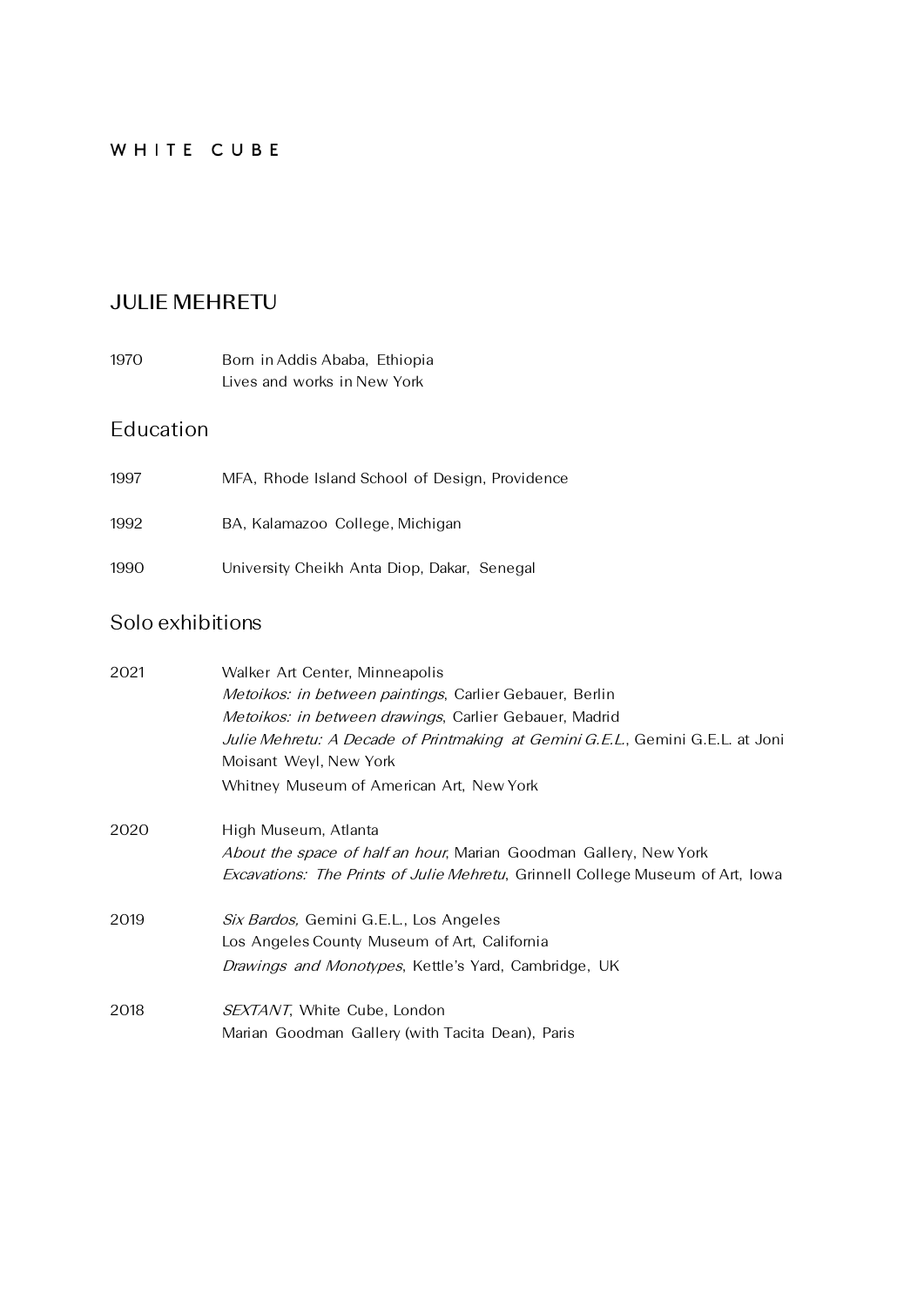W H I T E   C U B E

# JULIE MEHRETU

1970 Born in Addis Ababa, Ethiopia
Lives and works in New York

## Education

1997 MFA, Rhode Island School of Design, Providence

1992 BA, Kalamazoo College, Michigan

1990 University Cheikh Anta Diop, Dakar, Senegal

## Solo exhibitions

**2021**
Walker Art Center, Minneapolis
*Metoikos: in between paintings*, Carlier Gebauer, Berlin
*Metoikos: in between drawings*, Carlier Gebauer, Madrid
*Julie Mehretu: A Decade of Printmaking at Gemini G.E.L.*, Gemini G.E.L. at Joni Moisant Weyl, New York
Whitney Museum of American Art, New York

**2020**
High Museum, Atlanta
*About the space of half an hour*, Marian Goodman Gallery, New York
*Excavations: The Prints of Julie Mehretu*, Grinnell College Museum of Art, Iowa

**2019**
*Six Bardos,* Gemini G.E.L., Los Angeles
Los Angeles County Museum of Art, California
*Drawings and Monotypes*, Kettle's Yard, Cambridge, UK

**2018**
*SEXTANT*, White Cube, London
Marian Goodman Gallery (with Tacita Dean), Paris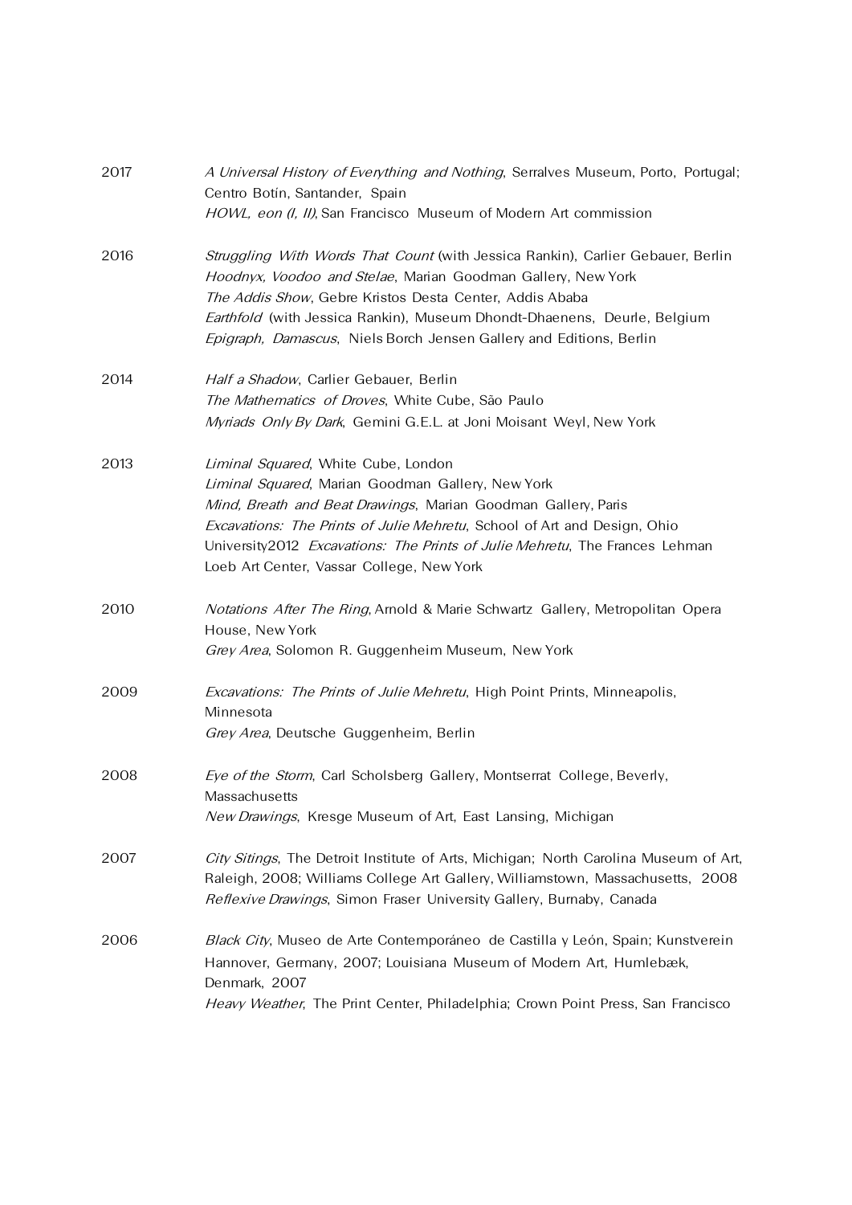2017 *A Universal History of Everything and Nothing*, Serralves Museum, Porto, Portugal; Centro Botín, Santander, Spain
*HOWL, eon (I, II)*, San Francisco Museum of Modern Art commission

2016 *Struggling With Words That Count* (with Jessica Rankin), Carlier Gebauer, Berlin
*Hoodnyx, Voodoo and Stelae*, Marian Goodman Gallery, New York
*The Addis Show*, Gebre Kristos Desta Center, Addis Ababa
*Earthfold* (with Jessica Rankin), Museum Dhondt-Dhaenens, Deurle, Belgium
*Epigraph, Damascus*, Niels Borch Jensen Gallery and Editions, Berlin

2014 *Half a Shadow*, Carlier Gebauer, Berlin
*The Mathematics of Droves*, White Cube, São Paulo
*Myriads Only By Dark*, Gemini G.E.L. at Joni Moisant Weyl, New York

2013 *Liminal Squared*, White Cube, London
*Liminal Squared*, Marian Goodman Gallery, New York
*Mind, Breath and Beat Drawings*, Marian Goodman Gallery, Paris
*Excavations: The Prints of Julie Mehretu*, School of Art and Design, Ohio University2012 *Excavations: The Prints of Julie Mehretu*, The Frances Lehman Loeb Art Center, Vassar College, New York

2010 *Notations After The Ring*, Arnold & Marie Schwartz Gallery, Metropolitan Opera House, New York
*Grey Area*, Solomon R. Guggenheim Museum, New York

2009 *Excavations: The Prints of Julie Mehretu*, High Point Prints, Minneapolis, Minnesota
*Grey Area*, Deutsche Guggenheim, Berlin

2008 *Eye of the Storm*, Carl Scholsberg Gallery, Montserrat College, Beverly, Massachusetts
*New Drawings*, Kresge Museum of Art, East Lansing, Michigan

2007 *City Sitings*, The Detroit Institute of Arts, Michigan; North Carolina Museum of Art, Raleigh, 2008; Williams College Art Gallery, Williamstown, Massachusetts, 2008
*Reflexive Drawings*, Simon Fraser University Gallery, Burnaby, Canada

2006 *Black City*, Museo de Arte Contemporáneo de Castilla y León, Spain; Kunstverein Hannover, Germany, 2007; Louisiana Museum of Modern Art, Humlebæk, Denmark, 2007
*Heavy Weather*, The Print Center, Philadelphia; Crown Point Press, San Francisco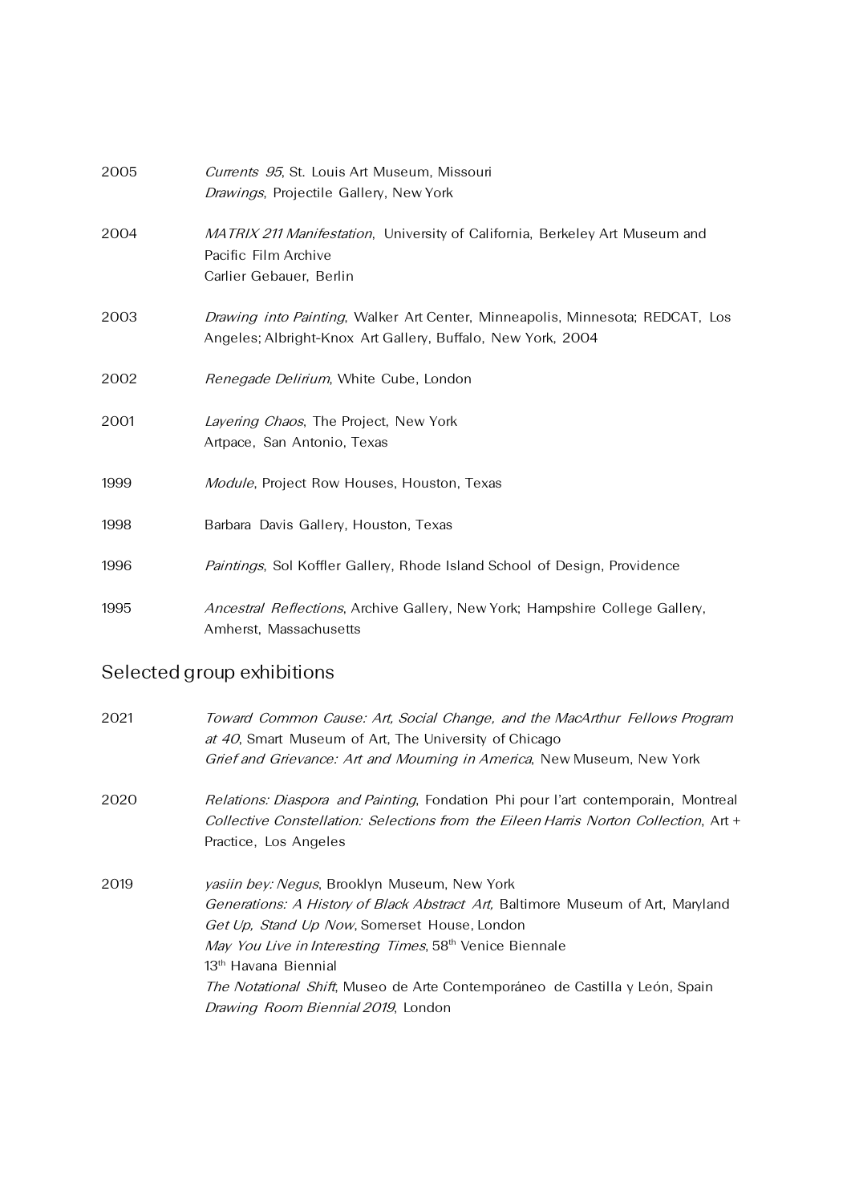2005 *Currents 95*, St. Louis Art Museum, Missouri
*Drawings*, Projectile Gallery, New York

2004 *MATRIX 211 Manifestation*, University of California, Berkeley Art Museum and Pacific Film Archive
Carlier Gebauer, Berlin

2003 *Drawing into Painting*, Walker Art Center, Minneapolis, Minnesota; REDCAT, Los Angeles; Albright-Knox Art Gallery, Buffalo, New York, 2004

2002 *Renegade Delirium*, White Cube, London

2001 *Layering Chaos*, The Project, New York
Artpace, San Antonio, Texas

1999 *Module*, Project Row Houses, Houston, Texas

1998 Barbara Davis Gallery, Houston, Texas

1996 *Paintings*, Sol Koffler Gallery, Rhode Island School of Design, Providence

1995 *Ancestral Reflections*, Archive Gallery, New York; Hampshire College Gallery, Amherst, Massachusetts

## Selected group exhibitions

2021 *Toward Common Cause: Art, Social Change, and the MacArthur Fellows Program at 40*, Smart Museum of Art, The University of Chicago
*Grief and Grievance: Art and Mourning in America*, New Museum, New York

2020 *Relations: Diaspora and Painting*, Fondation Phi pour l'art contemporain, Montreal
*Collective Constellation: Selections from the Eileen Harris Norton Collection*, Art + Practice, Los Angeles

2019 *yasiin bey: Negus*, Brooklyn Museum, New York
*Generations: A History of Black Abstract Art,* Baltimore Museum of Art, Maryland
*Get Up, Stand Up Now*, Somerset House, London
*May You Live in Interesting Times*, 58th Venice Biennale
13th Havana Biennial
*The Notational Shift*, Museo de Arte Contemporáneo de Castilla y León, Spain
*Drawing Room Biennial 2019*, London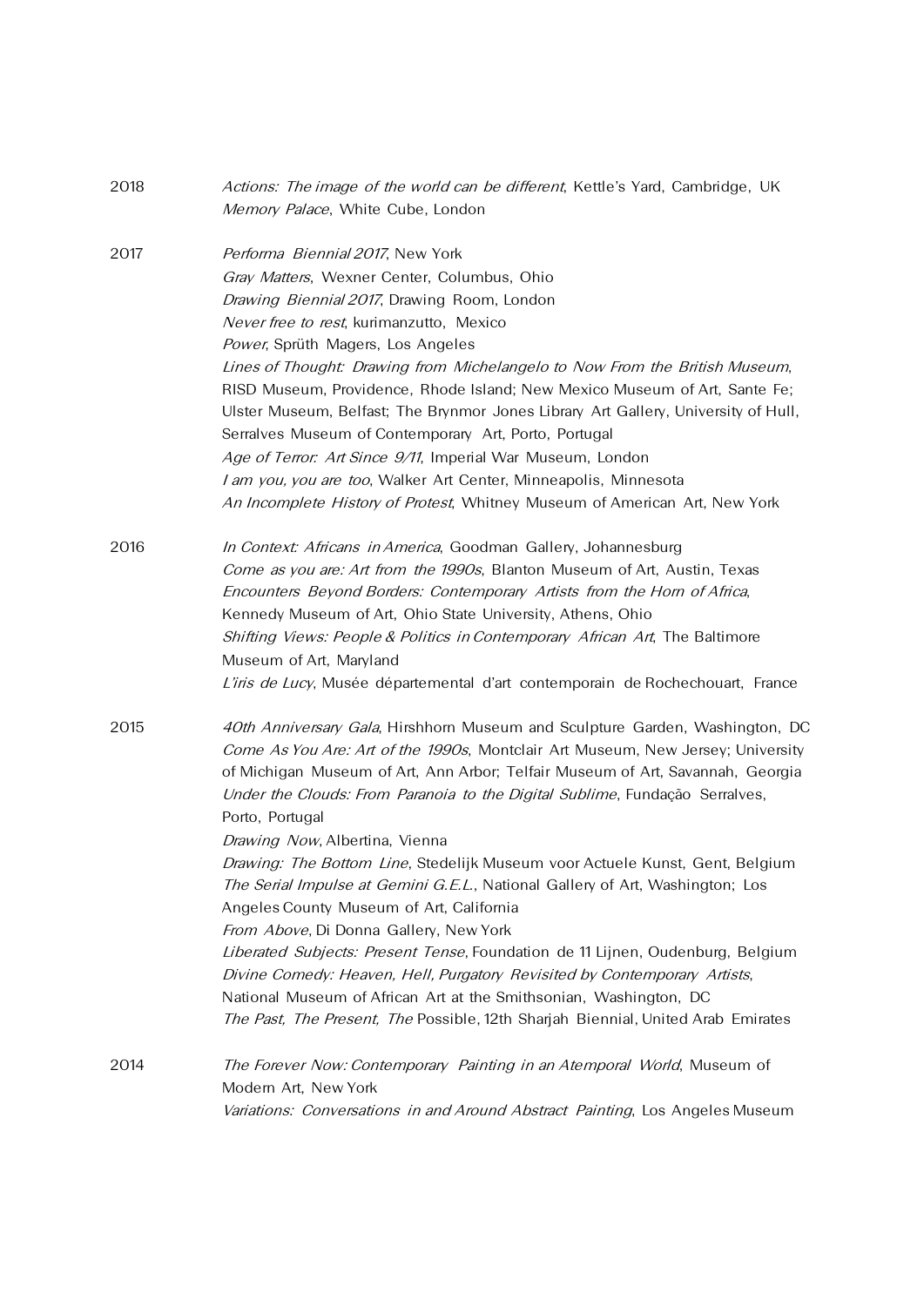2018 *Actions: The image of the world can be different*, Kettle's Yard, Cambridge, UK
*Memory Palace*, White Cube, London

2017 *Performa Biennial 2017*, New York
*Gray Matters*, Wexner Center, Columbus, Ohio
*Drawing Biennial 2017*, Drawing Room, London
*Never free to rest*, kurimanzutto, Mexico
*Power*, Sprüth Magers, Los Angeles
*Lines of Thought: Drawing from Michelangelo to Now From the British Museum*, RISD Museum, Providence, Rhode Island; New Mexico Museum of Art, Sante Fe; Ulster Museum, Belfast; The Brynmor Jones Library Art Gallery, University of Hull, Serralves Museum of Contemporary Art, Porto, Portugal
*Age of Terror: Art Since 9/11*, Imperial War Museum, London
*I am you, you are too*, Walker Art Center, Minneapolis, Minnesota
*An Incomplete History of Protest*, Whitney Museum of American Art, New York

2016 *In Context: Africans in America*, Goodman Gallery, Johannesburg
*Come as you are: Art from the 1990s*, Blanton Museum of Art, Austin, Texas
*Encounters Beyond Borders: Contemporary Artists from the Horn of Africa*, Kennedy Museum of Art, Ohio State University, Athens, Ohio
*Shifting Views: People & Politics in Contemporary African Art*, The Baltimore Museum of Art, Maryland
*L'iris de Lucy*, Musée départemental d'art contemporain de Rochechouart, France

2015 *40th Anniversary Gala*, Hirshhorn Museum and Sculpture Garden, Washington, DC
*Come As You Are: Art of the 1990s*, Montclair Art Museum, New Jersey; University of Michigan Museum of Art, Ann Arbor; Telfair Museum of Art, Savannah, Georgia
*Under the Clouds: From Paranoia to the Digital Sublime*, Fundação Serralves, Porto, Portugal
*Drawing Now*, Albertina, Vienna
*Drawing: The Bottom Line*, Stedelijk Museum voor Actuele Kunst, Gent, Belgium
*The Serial Impulse at Gemini G.E.L.*, National Gallery of Art, Washington; Los Angeles County Museum of Art, California
*From Above*, Di Donna Gallery, New York
*Liberated Subjects: Present Tense*, Foundation de 11 Lijnen, Oudenburg, Belgium
*Divine Comedy: Heaven, Hell, Purgatory Revisited by Contemporary Artists*, National Museum of African Art at the Smithsonian, Washington, DC
*The Past, The Present, The* Possible, 12th Sharjah Biennial, United Arab Emirates

2014 *The Forever Now: Contemporary Painting in an Atemporal World*, Museum of Modern Art, New York
*Variations: Conversations in and Around Abstract Painting*, Los Angeles Museum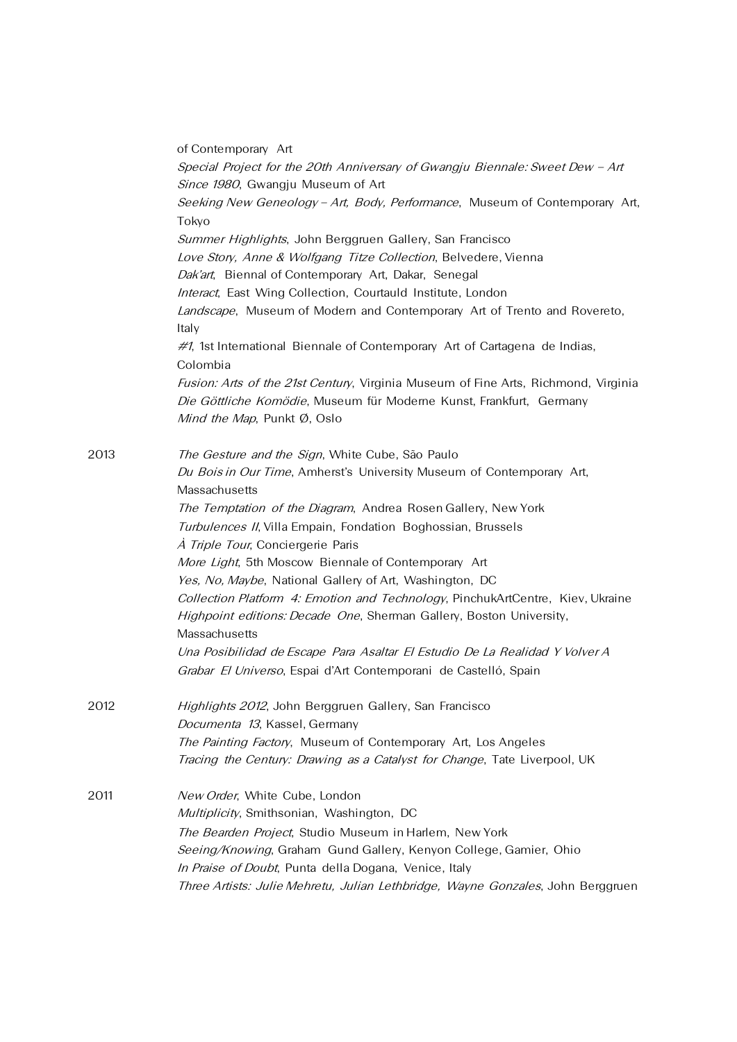of Contemporary Art
*Special Project for the 20th Anniversary of Gwangju Biennale: Sweet Dew – Art Since 1980*, Gwangju Museum of Art
*Seeking New Geneology – Art, Body, Performance*, Museum of Contemporary Art, Tokyo
*Summer Highlights*, John Berggruen Gallery, San Francisco
*Love Story, Anne & Wolfgang Titze Collection*, Belvedere, Vienna
*Dak'art*, Biennal of Contemporary Art, Dakar, Senegal
*Interact*, East Wing Collection, Courtauld Institute, London
*Landscape*, Museum of Modern and Contemporary Art of Trento and Rovereto, Italy
*#1*, 1st International Biennale of Contemporary Art of Cartagena de Indias, Colombia
*Fusion: Arts of the 21st Century*, Virginia Museum of Fine Arts, Richmond, Virginia
*Die Göttliche Komödie*, Museum für Moderne Kunst, Frankfurt, Germany
*Mind the Map*, Punkt Ø, Oslo

2013
*The Gesture and the Sign*, White Cube, São Paulo
*Du Bois in Our Time*, Amherst's University Museum of Contemporary Art, Massachusetts
*The Temptation of the Diagram*, Andrea Rosen Gallery, New York
*Turbulences II*, Villa Empain, Fondation Boghossian, Brussels
*À Triple Tour*, Conciergerie Paris
*More Light*, 5th Moscow Biennale of Contemporary Art
*Yes, No, Maybe*, National Gallery of Art, Washington, DC
*Collection Platform 4: Emotion and Technology*, PinchukArtCentre, Kiev, Ukraine
*Highpoint editions: Decade One*, Sherman Gallery, Boston University, Massachusetts
*Una Posibilidad de Escape Para Asaltar El Estudio De La Realidad Y Volver A Grabar El Universo*, Espai d'Art Contemporani de Castelló, Spain

2012
*Highlights 2012*, John Berggruen Gallery, San Francisco
*Documenta 13*, Kassel, Germany
*The Painting Factory*, Museum of Contemporary Art, Los Angeles
*Tracing the Century: Drawing as a Catalyst for Change*, Tate Liverpool, UK

2011
*New Order*, White Cube, London
*Multiplicity*, Smithsonian, Washington, DC
*The Bearden Project*, Studio Museum in Harlem, New York
*Seeing/Knowing*, Graham Gund Gallery, Kenyon College, Gamier, Ohio
*In Praise of Doubt*, Punta della Dogana, Venice, Italy
*Three Artists: Julie Mehretu, Julian Lethbridge, Wayne Gonzales*, John Berggruen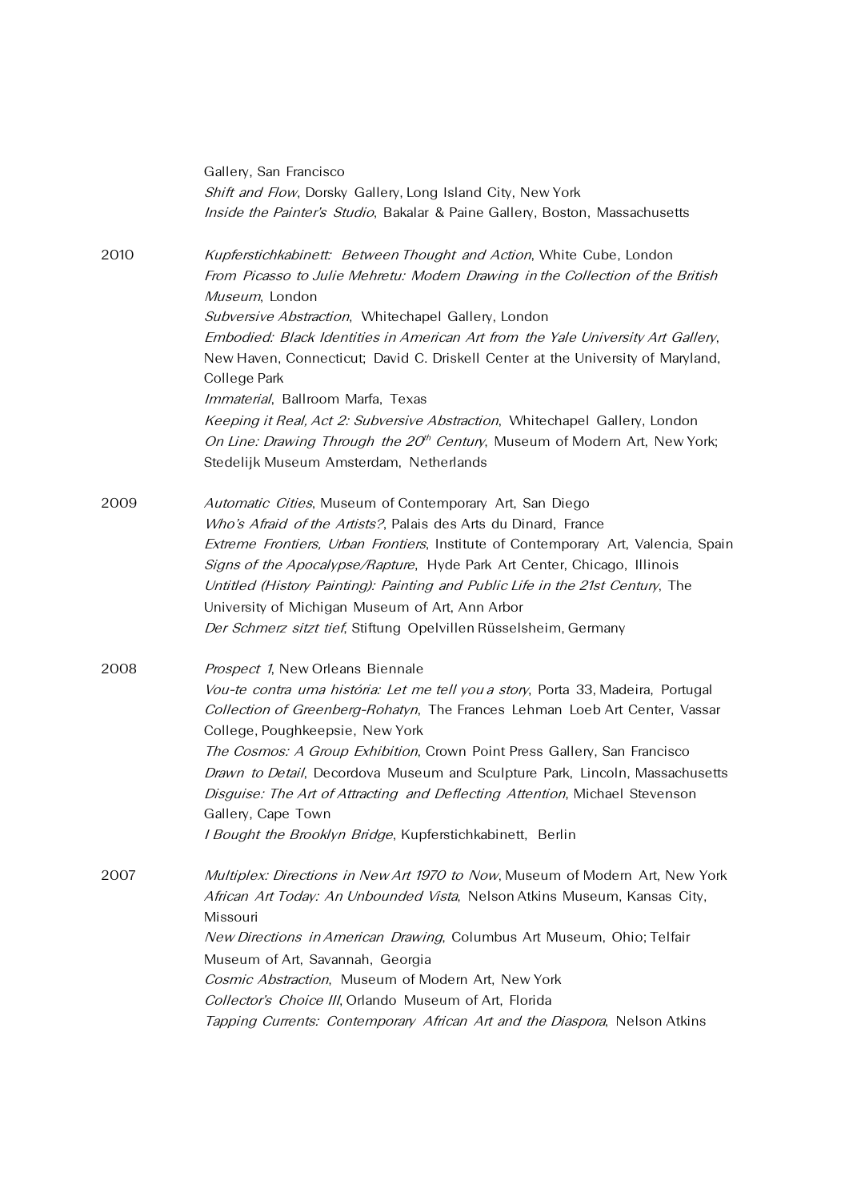Gallery, San Francisco
*Shift and Flow*, Dorsky Gallery, Long Island City, New York
*Inside the Painter's Studio*, Bakalar & Paine Gallery, Boston, Massachusetts

2010 *Kupferstichkabinett: Between Thought and Action*, White Cube, London
*From Picasso to Julie Mehretu: Modern Drawing in the Collection of the British Museum*, London
*Subversive Abstraction*, Whitechapel Gallery, London
*Embodied: Black Identities in American Art from the Yale University Art Gallery*, New Haven, Connecticut; David C. Driskell Center at the University of Maryland, College Park
*Immaterial*, Ballroom Marfa, Texas
*Keeping it Real, Act 2: Subversive Abstraction*, Whitechapel Gallery, London
*On Line: Drawing Through the 20th Century*, Museum of Modern Art, New York; Stedelijk Museum Amsterdam, Netherlands

2009 *Automatic Cities*, Museum of Contemporary Art, San Diego
*Who's Afraid of the Artists?*, Palais des Arts du Dinard, France
*Extreme Frontiers, Urban Frontiers*, Institute of Contemporary Art, Valencia, Spain
*Signs of the Apocalypse/Rapture*, Hyde Park Art Center, Chicago, Illinois
*Untitled (History Painting): Painting and Public Life in the 21st Century*, The University of Michigan Museum of Art, Ann Arbor
*Der Schmerz sitzt tief*, Stiftung Opelvillen Rüsselsheim, Germany

2008 *Prospect 1*, New Orleans Biennale
*Vou-te contra uma história: Let me tell you a story*, Porta 33, Madeira, Portugal
*Collection of Greenberg-Rohatyn*, The Frances Lehman Loeb Art Center, Vassar College, Poughkeepsie, New York
*The Cosmos: A Group Exhibition*, Crown Point Press Gallery, San Francisco
*Drawn to Detail*, Decordova Museum and Sculpture Park, Lincoln, Massachusetts
*Disguise: The Art of Attracting and Deflecting Attention*, Michael Stevenson Gallery, Cape Town
*I Bought the Brooklyn Bridge*, Kupferstichkabinett, Berlin

2007 *Multiplex: Directions in New Art 1970 to Now*, Museum of Modern Art, New York
*African Art Today: An Unbounded Vista*, Nelson Atkins Museum, Kansas City, Missouri
*New Directions in American Drawing*, Columbus Art Museum, Ohio; Telfair Museum of Art, Savannah, Georgia
*Cosmic Abstraction*, Museum of Modern Art, New York
*Collector's Choice III*, Orlando Museum of Art, Florida
*Tapping Currents: Contemporary African Art and the Diaspora*, Nelson Atkins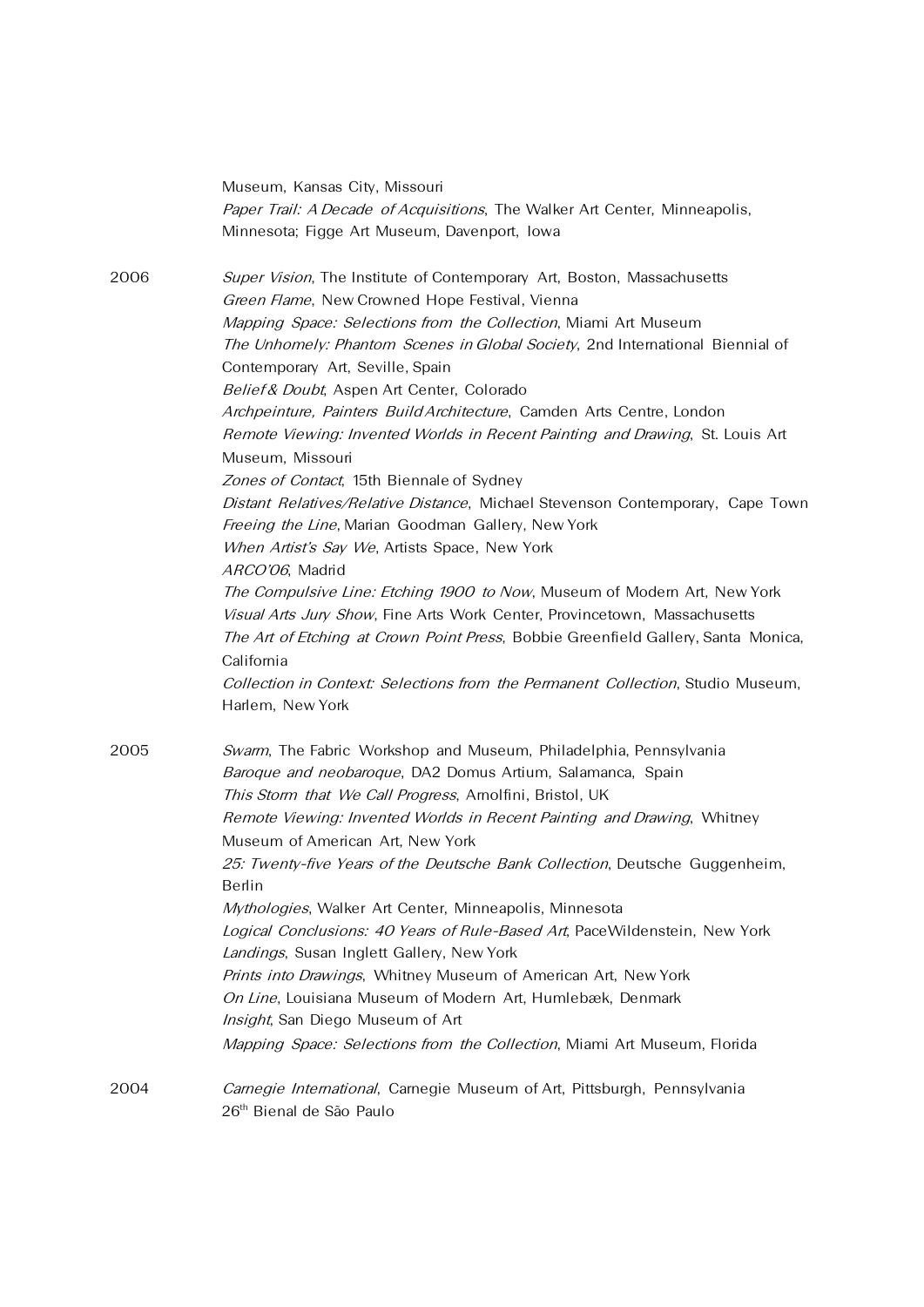Museum, Kansas City, Missouri
*Paper Trail: A Decade of Acquisitions*, The Walker Art Center, Minneapolis, Minnesota; Figge Art Museum, Davenport, Iowa

2006
*Super Vision*, The Institute of Contemporary Art, Boston, Massachusetts
*Green Flame*, New Crowned Hope Festival, Vienna
*Mapping Space: Selections from the Collection*, Miami Art Museum
*The Unhomely: Phantom Scenes in Global Society*, 2nd International Biennial of Contemporary Art, Seville, Spain
*Belief & Doubt*, Aspen Art Center, Colorado
*Archpeinture, Painters Build Architecture*, Camden Arts Centre, London
*Remote Viewing: Invented Worlds in Recent Painting and Drawing*, St. Louis Art Museum, Missouri
*Zones of Contact*, 15th Biennale of Sydney
*Distant Relatives/Relative Distance*, Michael Stevenson Contemporary, Cape Town
*Freeing the Line*, Marian Goodman Gallery, New York
*When Artist's Say We*, Artists Space, New York
*ARCO'06*, Madrid
*The Compulsive Line: Etching 1900 to Now*, Museum of Modern Art, New York
*Visual Arts Jury Show*, Fine Arts Work Center, Provincetown, Massachusetts
*The Art of Etching at Crown Point Press*, Bobbie Greenfield Gallery, Santa Monica, California
*Collection in Context: Selections from the Permanent Collection*, Studio Museum, Harlem, New York

2005
*Swarm*, The Fabric Workshop and Museum, Philadelphia, Pennsylvania
*Baroque and neobaroque*, DA2 Domus Artium, Salamanca, Spain
*This Storm that We Call Progress*, Arnolfini, Bristol, UK
*Remote Viewing: Invented Worlds in Recent Painting and Drawing*, Whitney Museum of American Art, New York
*25: Twenty-five Years of the Deutsche Bank Collection*, Deutsche Guggenheim, Berlin
*Mythologies*, Walker Art Center, Minneapolis, Minnesota
*Logical Conclusions: 40 Years of Rule-Based Art*, PaceWildenstein, New York
*Landings*, Susan Inglett Gallery, New York
*Prints into Drawings*, Whitney Museum of American Art, New York
*On Line*, Louisiana Museum of Modern Art, Humlebæk, Denmark
*Insight*, San Diego Museum of Art
*Mapping Space: Selections from the Collection*, Miami Art Museum, Florida

2004
*Carnegie International*, Carnegie Museum of Art, Pittsburgh, Pennsylvania
26th Bienal de São Paulo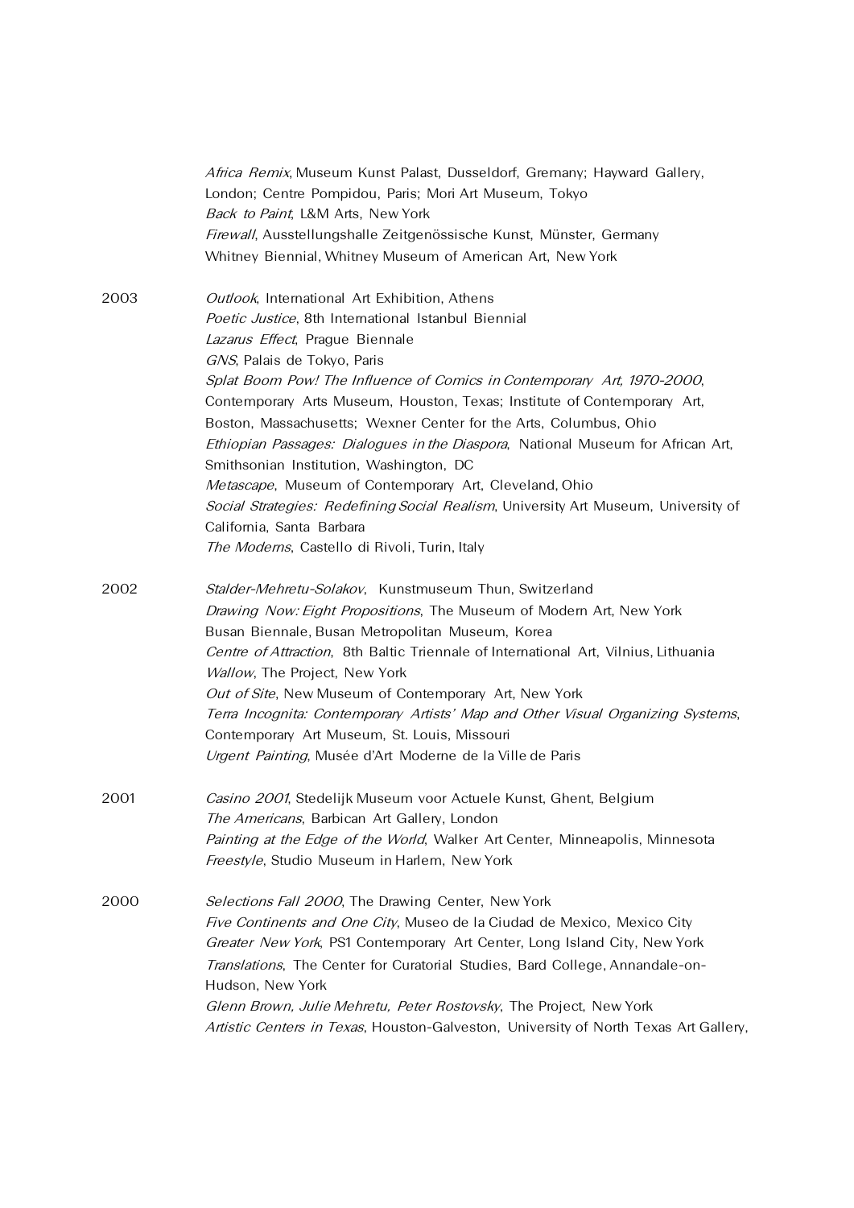*Africa Remix*, Museum Kunst Palast, Dusseldorf, Gremany; Hayward Gallery, London; Centre Pompidou, Paris; Mori Art Museum, Tokyo
*Back to Paint*, L&M Arts, New York
*Firewall*, Ausstellungshalle Zeitgenössische Kunst, Münster, Germany
Whitney Biennial, Whitney Museum of American Art, New York

2003
*Outlook*, International Art Exhibition, Athens
*Poetic Justice*, 8th International Istanbul Biennial
*Lazarus Effect*, Prague Biennale
*GNS*, Palais de Tokyo, Paris
*Splat Boom Pow! The Influence of Comics in Contemporary Art, 1970-2000*, Contemporary Arts Museum, Houston, Texas; Institute of Contemporary Art, Boston, Massachusetts; Wexner Center for the Arts, Columbus, Ohio
*Ethiopian Passages: Dialogues in the Diaspora*, National Museum for African Art, Smithsonian Institution, Washington, DC
*Metascape*, Museum of Contemporary Art, Cleveland, Ohio
*Social Strategies: Redefining Social Realism*, University Art Museum, University of California, Santa Barbara
*The Moderns*, Castello di Rivoli, Turin, Italy

2002
*Stalder-Mehretu-Solakov*, Kunstmuseum Thun, Switzerland
*Drawing Now: Eight Propositions*, The Museum of Modern Art, New York
Busan Biennale, Busan Metropolitan Museum, Korea
*Centre of Attraction*, 8th Baltic Triennale of International Art, Vilnius, Lithuania
*Wallow*, The Project, New York
*Out of Site*, New Museum of Contemporary Art, New York
*Terra Incognita: Contemporary Artists' Map and Other Visual Organizing Systems*, Contemporary Art Museum, St. Louis, Missouri
*Urgent Painting*, Musée d'Art Moderne de la Ville de Paris

2001
*Casino 2001*, Stedelijk Museum voor Actuele Kunst, Ghent, Belgium
*The Americans*, Barbican Art Gallery, London
*Painting at the Edge of the World*, Walker Art Center, Minneapolis, Minnesota
*Freestyle*, Studio Museum in Harlem, New York

2000
*Selections Fall 2000*, The Drawing Center, New York
*Five Continents and One City*, Museo de la Ciudad de Mexico, Mexico City
*Greater New York*, PS1 Contemporary Art Center, Long Island City, New York
*Translations*, The Center for Curatorial Studies, Bard College, Annandale-on-Hudson, New York
*Glenn Brown, Julie Mehretu, Peter Rostovsky*, The Project, New York
*Artistic Centers in Texas*, Houston-Galveston, University of North Texas Art Gallery,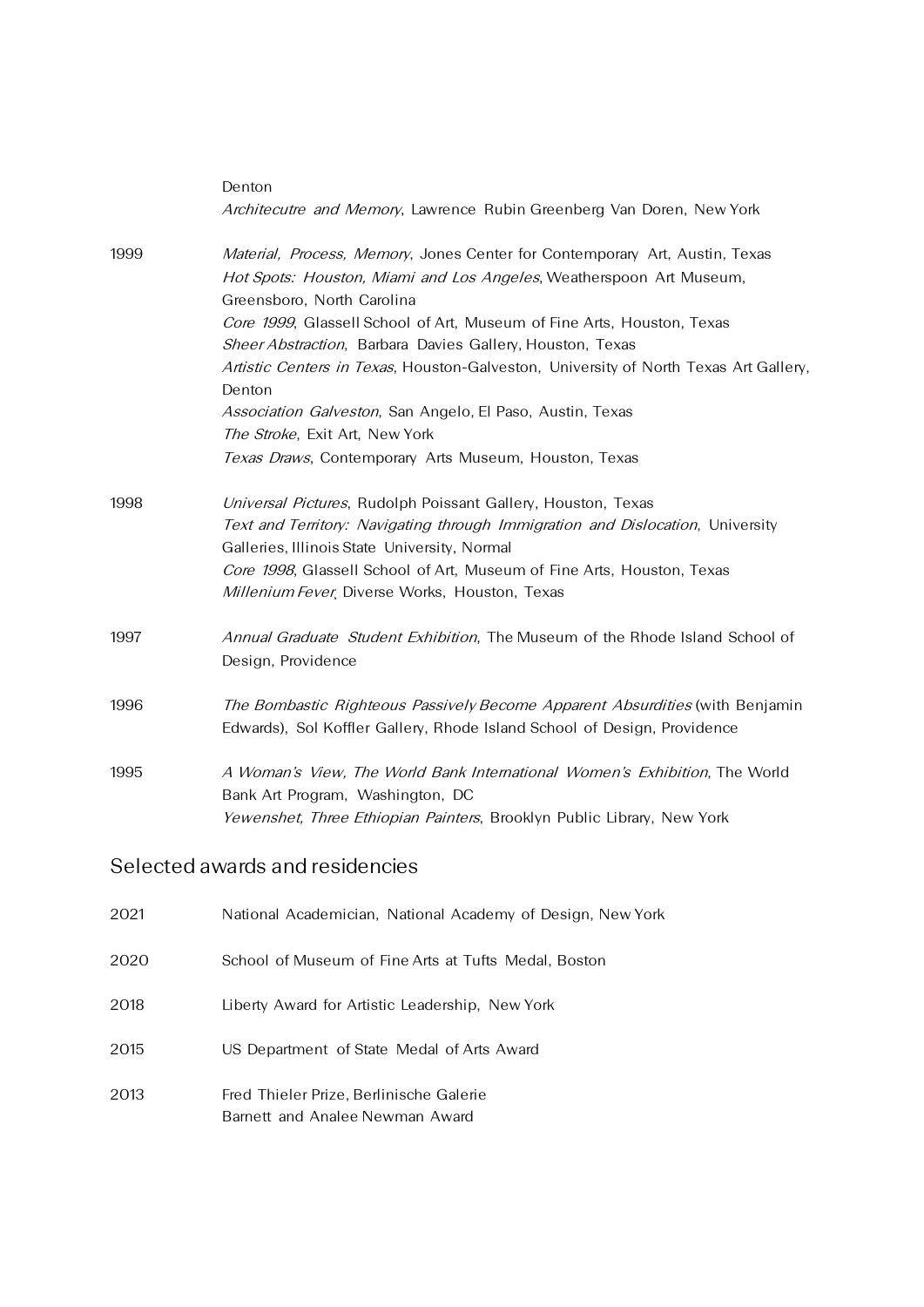Denton
*Architecutre and Memory*, Lawrence Rubin Greenberg Van Doren, New York

1999 *Material, Process, Memory*, Jones Center for Contemporary Art, Austin, Texas
*Hot Spots: Houston, Miami and Los Angeles*, Weatherspoon Art Museum, Greensboro, North Carolina
*Core 1999*, Glassell School of Art, Museum of Fine Arts, Houston, Texas
*Sheer Abstraction*, Barbara Davies Gallery, Houston, Texas
*Artistic Centers in Texas*, Houston-Galveston, University of North Texas Art Gallery, Denton
*Association Galveston*, San Angelo, El Paso, Austin, Texas
*The Stroke*, Exit Art, New York
*Texas Draws*, Contemporary Arts Museum, Houston, Texas

1998 *Universal Pictures*, Rudolph Poissant Gallery, Houston, Texas
*Text and Territory: Navigating through Immigration and Dislocation*, University Galleries, Illinois State University, Normal
*Core 1998*, Glassell School of Art, Museum of Fine Arts, Houston, Texas
*Millenium Fever*, Diverse Works, Houston, Texas

1997 *Annual Graduate Student Exhibition*, The Museum of the Rhode Island School of Design, Providence

1996 *The Bombastic Righteous Passively Become Apparent Absurdities* (with Benjamin Edwards), Sol Koffler Gallery, Rhode Island School of Design, Providence

1995 *A Woman's View, The World Bank International Women's Exhibition*, The World Bank Art Program, Washington, DC
*Yewenshet, Three Ethiopian Painters*, Brooklyn Public Library, New York

## Selected awards and residencies

2021 National Academician, National Academy of Design, New York

2020 School of Museum of Fine Arts at Tufts Medal, Boston

2018 Liberty Award for Artistic Leadership, New York

2015 US Department of State Medal of Arts Award

2013 Fred Thieler Prize, Berlinische Galerie
Barnett and Analee Newman Award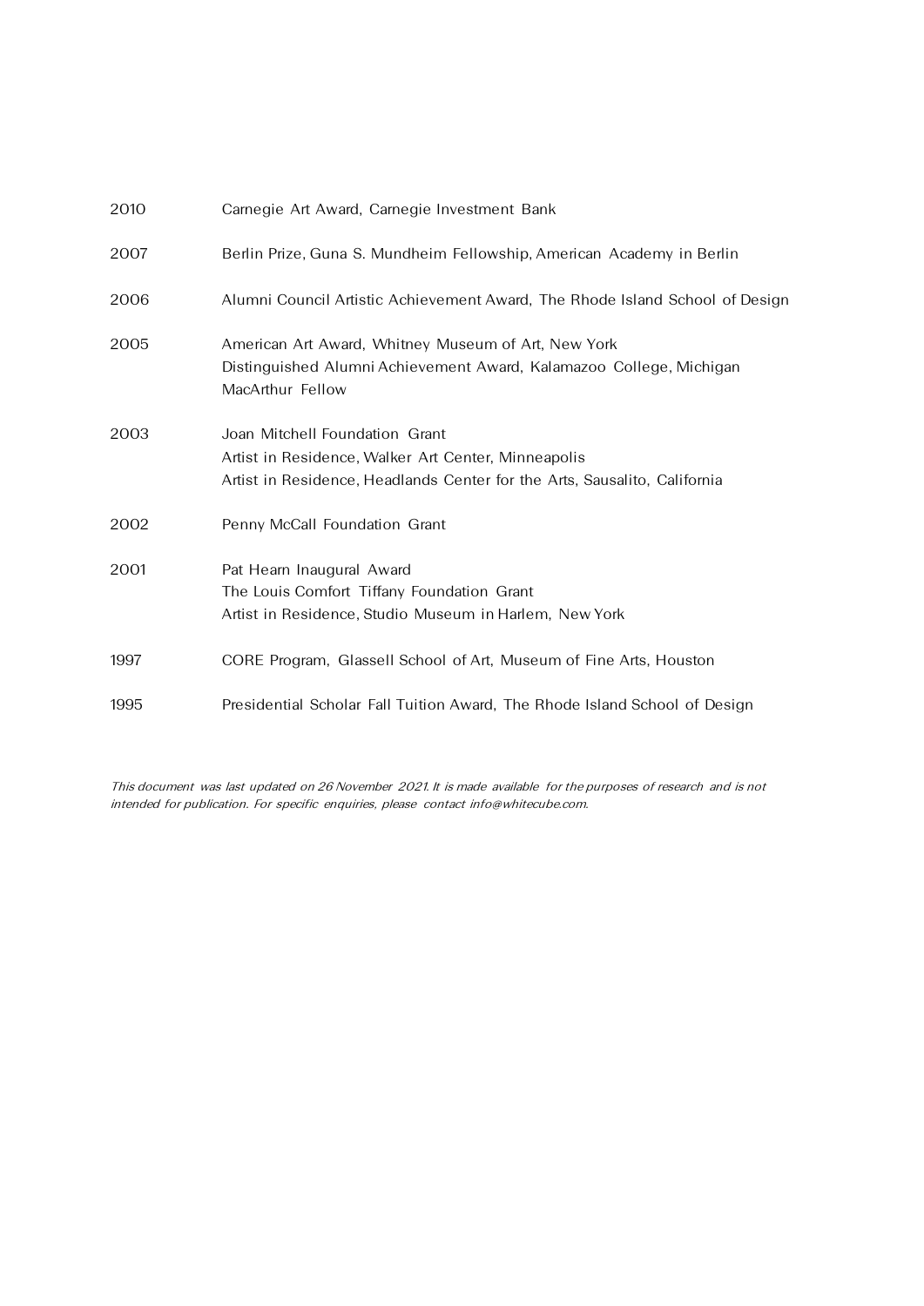| | |
|---|---|
| 2010 | Carnegie Art Award, Carnegie Investment Bank |
| 2007 | Berlin Prize, Guna S. Mundheim Fellowship, American Academy in Berlin |
| 2006 | Alumni Council Artistic Achievement Award, The Rhode Island School of Design |
| 2005 | American Art Award, Whitney Museum of Art, New York<br>Distinguished Alumni Achievement Award, Kalamazoo College, Michigan<br>MacArthur Fellow |
| 2003 | Joan Mitchell Foundation Grant<br>Artist in Residence, Walker Art Center, Minneapolis<br>Artist in Residence, Headlands Center for the Arts, Sausalito, California |
| 2002 | Penny McCall Foundation Grant |
| 2001 | Pat Hearn Inaugural Award<br>The Louis Comfort Tiffany Foundation Grant<br>Artist in Residence, Studio Museum in Harlem, New York |
| 1997 | CORE Program, Glassell School of Art, Museum of Fine Arts, Houston |
| 1995 | Presidential Scholar Fall Tuition Award, The Rhode Island School of Design |

*This document was last updated on 26 November 2021. It is made available for the purposes of research and is not intended for publication. For specific enquiries, please contact info@whitecube.com.*